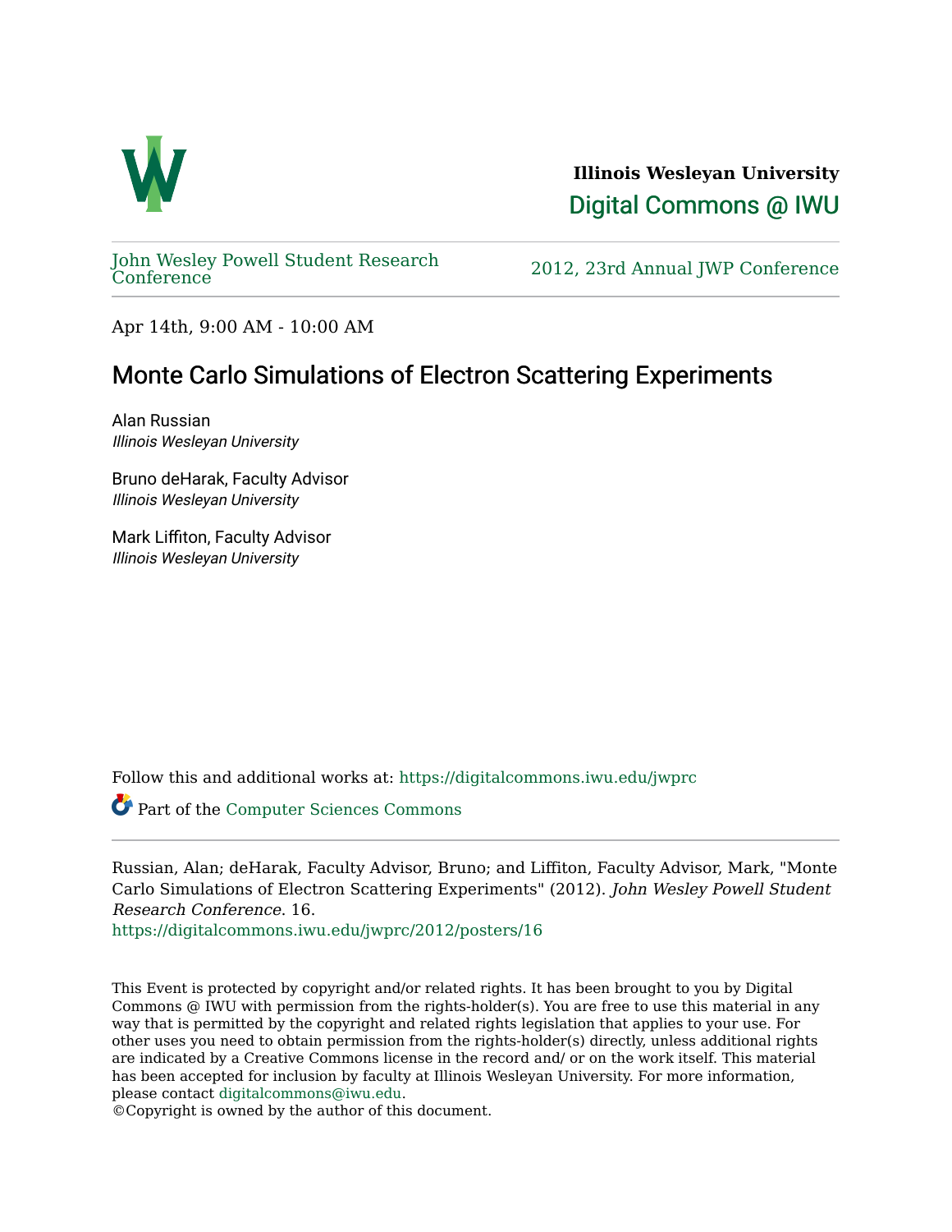**Illinois Wesleyan University**

Digital Commons @ IWU

John Wesley Powell Student Research Conference

2012, 23rd Annual JWP Conference

Apr 14th, 9:00 AM - 10:00 AM

# Monte Carlo Simulations of Electron Scattering Experiments

Alan Russian
*Illinois Wesleyan University*

Bruno deHarak, Faculty Advisor
*Illinois Wesleyan University*

Mark Liffiton, Faculty Advisor
*Illinois Wesleyan University*

Follow this and additional works at: https://digitalcommons.iwu.edu/jwprc

Part of the Computer Sciences Commons

Russian, Alan; deHarak, Faculty Advisor, Bruno; and Liffiton, Faculty Advisor, Mark, "Monte Carlo Simulations of Electron Scattering Experiments" (2012). *John Wesley Powell Student Research Conference*. 16.
https://digitalcommons.iwu.edu/jwprc/2012/posters/16

This Event is protected by copyright and/or related rights. It has been brought to you by Digital Commons @ IWU with permission from the rights-holder(s). You are free to use this material in any way that is permitted by the copyright and related rights legislation that applies to your use. For other uses you need to obtain permission from the rights-holder(s) directly, unless additional rights are indicated by a Creative Commons license in the record and/ or on the work itself. This material has been accepted for inclusion by faculty at Illinois Wesleyan University. For more information, please contact digitalcommons@iwu.edu.
©Copyright is owned by the author of this document.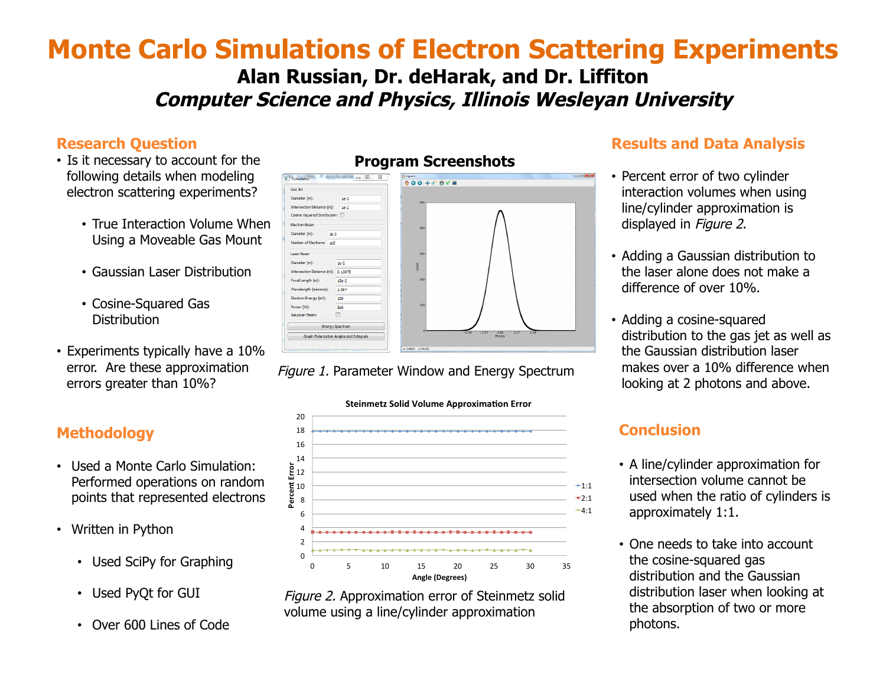# Monte Carlo Simulations of Electron Scattering Experiments

**Alan Russian, Dr. deHarak, and Dr. Liffiton**

***Computer Science and Physics, Illinois Wesleyan University***

## Research Question

- Is it necessary to account for the following details when modeling electron scattering experiments?
  - True Interaction Volume When Using a Moveable Gas Mount
  - Gaussian Laser Distribution
  - Cosine-Squared Gas Distribution
- Experiments typically have a 10% error. Are these approximation errors greater than 10%?

## Methodology

- Used a Monte Carlo Simulation: Performed operations on random points that represented electrons
- Written in Python
  - Used SciPy for Graphing
  - Used PyQt for GUI
  - Over 600 Lines of Code

## Program Screenshots

Simulator

Gas Jet
Diameter (m): 1e-3
Intersection Distance (m): 1e-2
Cosine-Squared Distribution:

Electron Beam
Diameter (m): 1e-3
Number of Electrons: 1e5

Laser Beam
Diameter (m): 1e-2
Intersection Distance (m): 0.13875
Focal Length (m): 15e-2
Wavelength (microns): 1.064
Electron Energy (eV): 100
Power (W): 2e6
Gaussian Beam:

Energy Spectrum
Graph Polarization Angles and Integrals

Figure 1

*Figure 1.* Parameter Window and Energy Spectrum

Steinmetz Solid Volume Approximation Error

Percent Error

Angle (Degrees)

0, 2, 4, 6, 8, 10, 12, 14, 16, 18, 20

0, 5, 10, 15, 20, 25, 30, 35

1:1
2:1
4:1

*Figure 2.* Approximation error of Steinmetz solid volume using a line/cylinder approximation

## Results and Data Analysis

- Percent error of two cylinder interaction volumes when using line/cylinder approximation is displayed in *Figure 2*.
- Adding a Gaussian distribution to the laser alone does not make a difference of over 10%.
- Adding a cosine-squared distribution to the gas jet as well as the Gaussian distribution laser makes over a 10% difference when looking at 2 photons and above.

## Conclusion

- A line/cylinder approximation for intersection volume cannot be used when the ratio of cylinders is approximately 1:1.
- One needs to take into account the cosine-squared gas distribution and the Gaussian distribution laser when looking at the absorption of two or more photons.